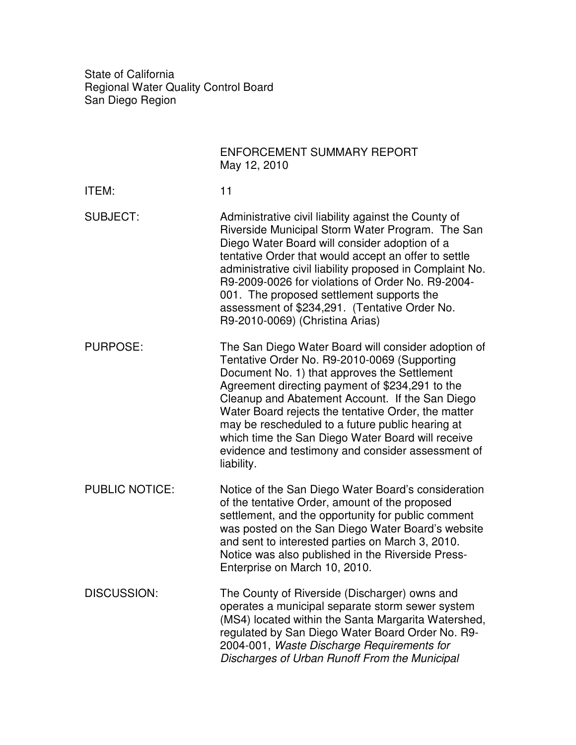State of California
Regional Water Quality Control Board
San Diego Region

ENFORCEMENT SUMMARY REPORT
May 12, 2010

**ITEM:** 11

**SUBJECT:** Administrative civil liability against the County of Riverside Municipal Storm Water Program. The San Diego Water Board will consider adoption of a tentative Order that would accept an offer to settle administrative civil liability proposed in Complaint No. R9-2009-0026 for violations of Order No. R9-2004-001. The proposed settlement supports the assessment of $234,291. (Tentative Order No. R9-2010-0069) (Christina Arias)

**PURPOSE:** The San Diego Water Board will consider adoption of Tentative Order No. R9-2010-0069 (Supporting Document No. 1) that approves the Settlement Agreement directing payment of $234,291 to the Cleanup and Abatement Account. If the San Diego Water Board rejects the tentative Order, the matter may be rescheduled to a future public hearing at which time the San Diego Water Board will receive evidence and testimony and consider assessment of liability.

**PUBLIC NOTICE:** Notice of the San Diego Water Board's consideration of the tentative Order, amount of the proposed settlement, and the opportunity for public comment was posted on the San Diego Water Board's website and sent to interested parties on March 3, 2010. Notice was also published in the Riverside Press-Enterprise on March 10, 2010.

**DISCUSSION:** The County of Riverside (Discharger) owns and operates a municipal separate storm sewer system (MS4) located within the Santa Margarita Watershed, regulated by San Diego Water Board Order No. R9-2004-001, *Waste Discharge Requirements for Discharges of Urban Runoff From the Municipal*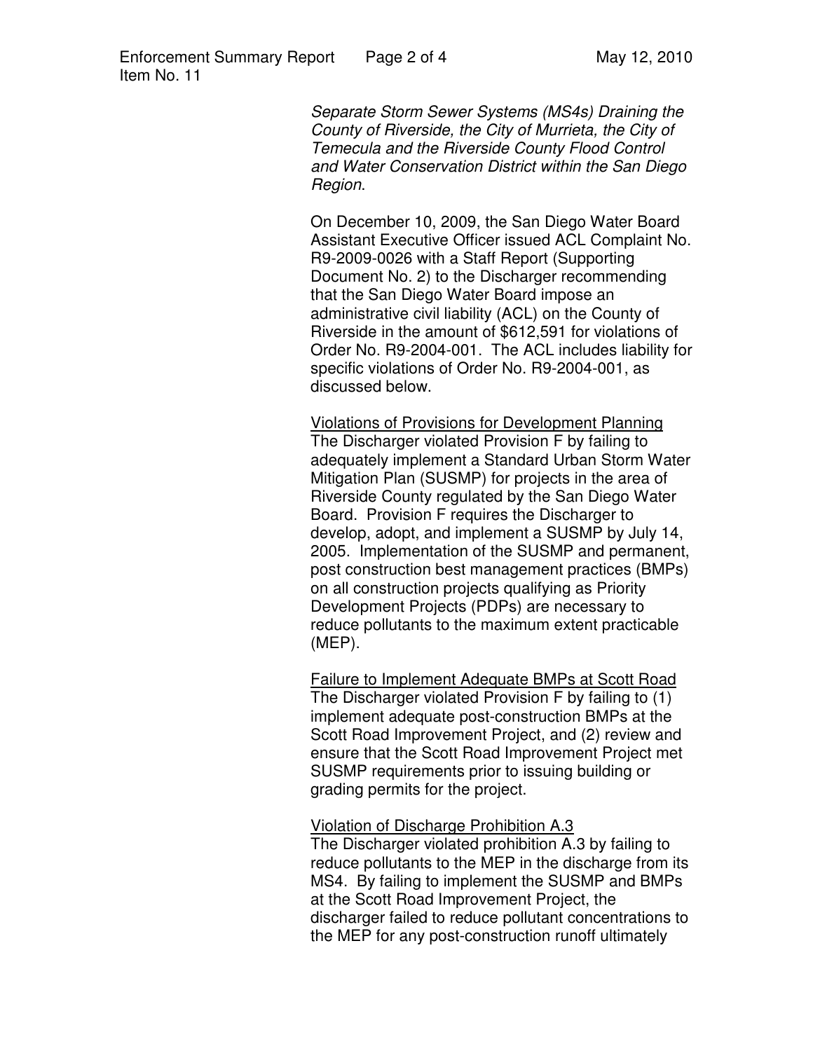*Separate Storm Sewer Systems (MS4s) Draining the County of Riverside, the City of Murrieta, the City of Temecula and the Riverside County Flood Control and Water Conservation District within the San Diego Region*.

On December 10, 2009, the San Diego Water Board Assistant Executive Officer issued ACL Complaint No. R9-2009-0026 with a Staff Report (Supporting Document No. 2) to the Discharger recommending that the San Diego Water Board impose an administrative civil liability (ACL) on the County of Riverside in the amount of $612,591 for violations of Order No. R9-2004-001. The ACL includes liability for specific violations of Order No. R9-2004-001, as discussed below.

<u>Violations of Provisions for Development Planning</u>
The Discharger violated Provision F by failing to adequately implement a Standard Urban Storm Water Mitigation Plan (SUSMP) for projects in the area of Riverside County regulated by the San Diego Water Board. Provision F requires the Discharger to develop, adopt, and implement a SUSMP by July 14, 2005. Implementation of the SUSMP and permanent, post construction best management practices (BMPs) on all construction projects qualifying as Priority Development Projects (PDPs) are necessary to reduce pollutants to the maximum extent practicable (MEP).

<u>Failure to Implement Adequate BMPs at Scott Road</u>
The Discharger violated Provision F by failing to (1) implement adequate post-construction BMPs at the Scott Road Improvement Project, and (2) review and ensure that the Scott Road Improvement Project met SUSMP requirements prior to issuing building or grading permits for the project.

<u>Violation of Discharge Prohibition A.3</u>
The Discharger violated prohibition A.3 by failing to reduce pollutants to the MEP in the discharge from its MS4. By failing to implement the SUSMP and BMPs at the Scott Road Improvement Project, the discharger failed to reduce pollutant concentrations to the MEP for any post-construction runoff ultimately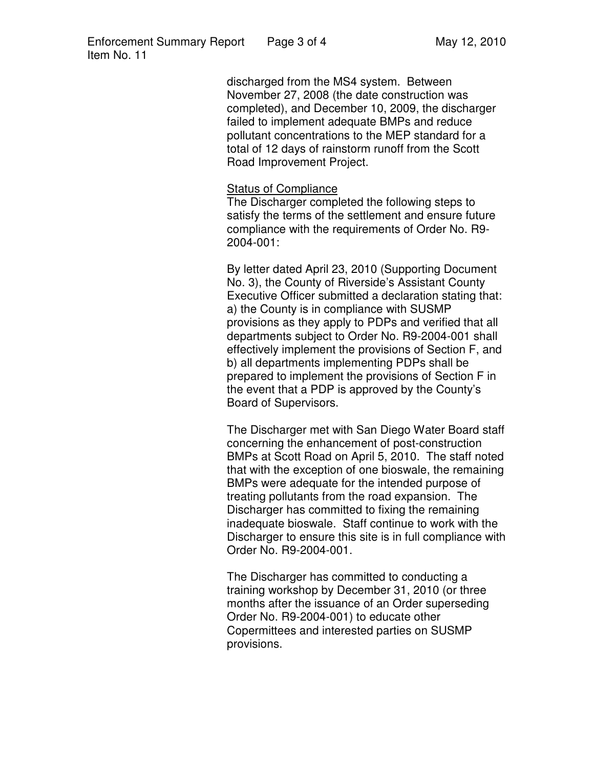discharged from the MS4 system. Between November 27, 2008 (the date construction was completed), and December 10, 2009, the discharger failed to implement adequate BMPs and reduce pollutant concentrations to the MEP standard for a total of 12 days of rainstorm runoff from the Scott Road Improvement Project.

Status of Compliance

The Discharger completed the following steps to satisfy the terms of the settlement and ensure future compliance with the requirements of Order No. R9-2004-001:

By letter dated April 23, 2010 (Supporting Document No. 3), the County of Riverside's Assistant County Executive Officer submitted a declaration stating that: a) the County is in compliance with SUSMP provisions as they apply to PDPs and verified that all departments subject to Order No. R9-2004-001 shall effectively implement the provisions of Section F, and b) all departments implementing PDPs shall be prepared to implement the provisions of Section F in the event that a PDP is approved by the County's Board of Supervisors.

The Discharger met with San Diego Water Board staff concerning the enhancement of post-construction BMPs at Scott Road on April 5, 2010. The staff noted that with the exception of one bioswale, the remaining BMPs were adequate for the intended purpose of treating pollutants from the road expansion. The Discharger has committed to fixing the remaining inadequate bioswale. Staff continue to work with the Discharger to ensure this site is in full compliance with Order No. R9-2004-001.

The Discharger has committed to conducting a training workshop by December 31, 2010 (or three months after the issuance of an Order superseding Order No. R9-2004-001) to educate other Copermittees and interested parties on SUSMP provisions.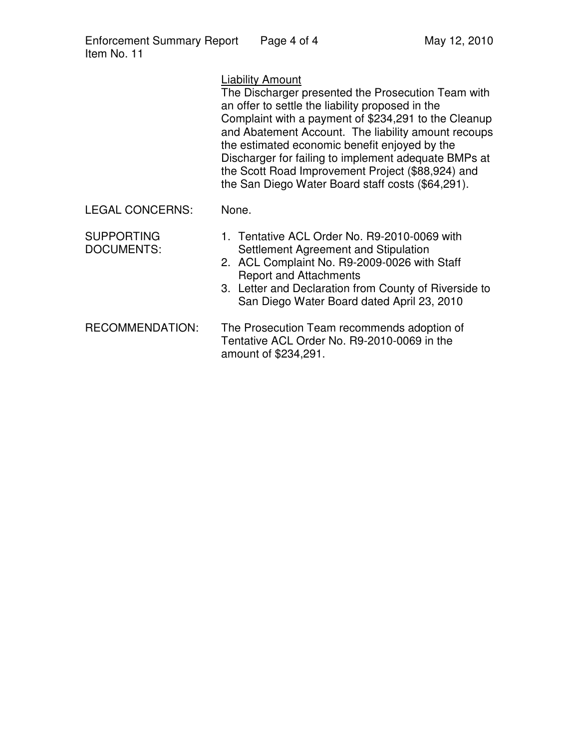Liability Amount

The Discharger presented the Prosecution Team with an offer to settle the liability proposed in the Complaint with a payment of $234,291 to the Cleanup and Abatement Account. The liability amount recoups the estimated economic benefit enjoyed by the Discharger for failing to implement adequate BMPs at the Scott Road Improvement Project ($88,924) and the San Diego Water Board staff costs ($64,291).

LEGAL CONCERNS: None.

SUPPORTING DOCUMENTS:

1. Tentative ACL Order No. R9-2010-0069 with Settlement Agreement and Stipulation
2. ACL Complaint No. R9-2009-0026 with Staff Report and Attachments
3. Letter and Declaration from County of Riverside to San Diego Water Board dated April 23, 2010

RECOMMENDATION: The Prosecution Team recommends adoption of Tentative ACL Order No. R9-2010-0069 in the amount of $234,291.